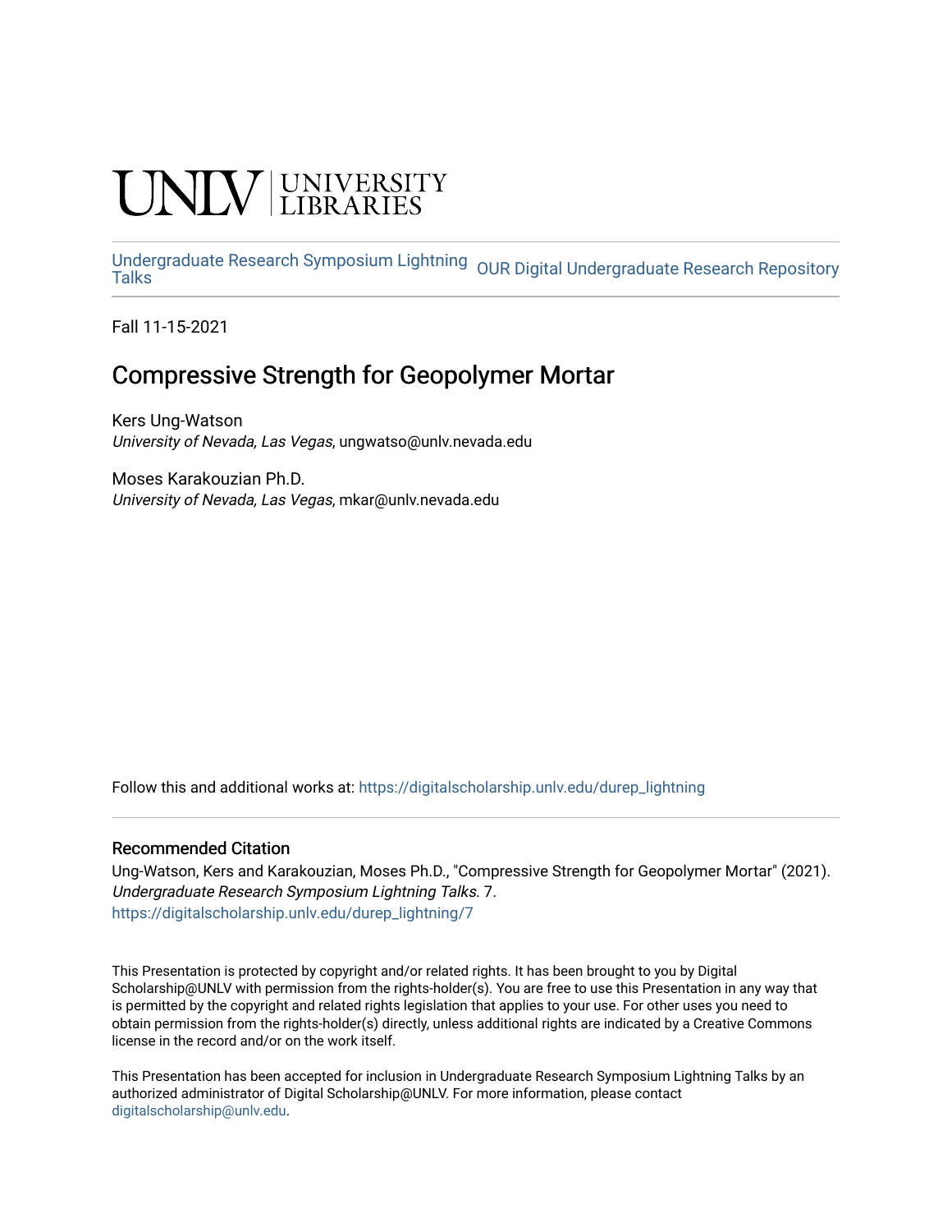UNLV | UNIVERSITY LIBRARIES

Undergraduate Research Symposium Lightning Talks | OUR Digital Undergraduate Research Repository

Fall 11-15-2021

# Compressive Strength for Geopolymer Mortar

Kers Ung-Watson
*University of Nevada, Las Vegas*, ungwatso@unlv.nevada.edu

Moses Karakouzian Ph.D.
*University of Nevada, Las Vegas*, mkar@unlv.nevada.edu

Follow this and additional works at: https://digitalscholarship.unlv.edu/durep_lightning

## Recommended Citation

Ung-Watson, Kers and Karakouzian, Moses Ph.D., "Compressive Strength for Geopolymer Mortar" (2021). *Undergraduate Research Symposium Lightning Talks*. 7.
https://digitalscholarship.unlv.edu/durep_lightning/7

This Presentation is protected by copyright and/or related rights. It has been brought to you by Digital Scholarship@UNLV with permission from the rights-holder(s). You are free to use this Presentation in any way that is permitted by the copyright and related rights legislation that applies to your use. For other uses you need to obtain permission from the rights-holder(s) directly, unless additional rights are indicated by a Creative Commons license in the record and/or on the work itself.

This Presentation has been accepted for inclusion in Undergraduate Research Symposium Lightning Talks by an authorized administrator of Digital Scholarship@UNLV. For more information, please contact digitalscholarship@unlv.edu.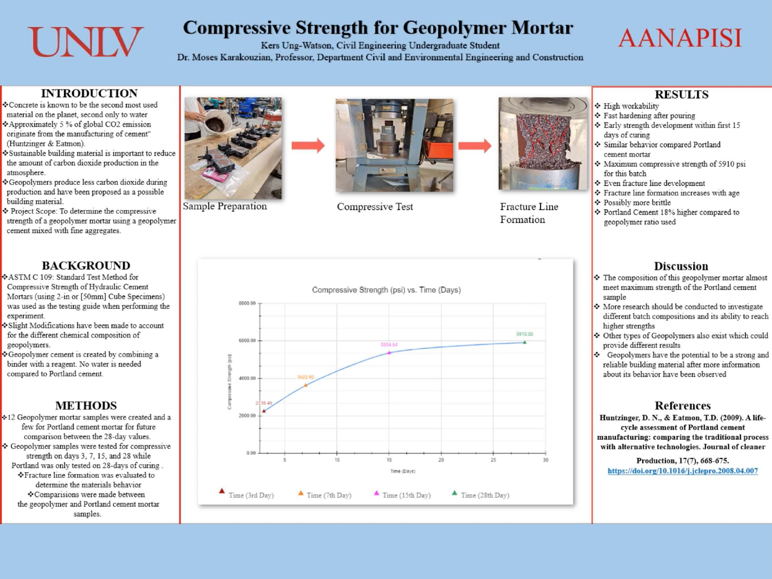UNLV

# Compressive Strength for Geopolymer Mortar

Kers Ung-Watson, Civil Engineering Undergraduate Student

Dr. Moses Karakouzian, Professor, Department Civil and Environmental Engineering and Construction

AANAPISI

## INTRODUCTION

- Concrete is known to be the second most used material on the planet, second only to water
- Approximately 5 % of global CO2 emission originate from the manufacturing of cement" (Huntzinger & Eatmon).
- Sustainable building material is important to reduce the amount of carbon dioxide production in the atmosphere.
- Geopolymers produce less carbon dioxide during production and have been proposed as a possible building material.
- Project Scope: To determine the compressive strength of a geopolymer mortar using a geopolymer cement mixed with fine aggregates.

## BACKGROUND

- ASTM C 109: Standard Test Method for Compressive Strength of Hydraulic Cement Mortars (using 2-in or [50mm] Cube Specimens) was used as the testing guide when performing the experiment.
- Slight Modifications have been made to account for the different chemical composition of geopolymers.
- Geopolymer cement is created by combining a binder with a reagent. No water is needed compared to Portland cement.

## METHODS

- 12 Geopolymer mortar samples were created and a few for Portland cement mortar for future comparison between the 28-day values.
- Geopolymer samples were tested for compressive strength on days 3, 7, 15, and 28 while Portland was only tested on 28-days of curing .
- Fracture line formation was evaluated to determine the materials behavior
- Comparisions were made between the geopolymer and Portland cement mortar samples.

Sample Preparation

Compressive Test

Fracture Line Formation

Compressive Strength (psi) vs. Time (Days)

Compressive Strength (psi)

8000.00
6000.00
4000.00
2000.00
0.00

0
5
10
15
20
25
30

Time (Days)

2238.46
3622.92
5354.64
5910.00

Time (3rd Day)
Time (7th Day)
Time (15th Day)
Time (28th Day)

## RESULTS

- High workability
- Fast hardening after pouring
- Early strength development within first 15 days of curing
- Similar behavior compared Portland cement mortar
- Maximum compressive strength of 5910 psi for this batch
- Even fracture line development
- Fracture line formation increases with age
- Possibly more brittle
- Portland Cement 18% higher compared to geopolymer ratio used

## Discussion

- The composition of this geopolymer mortar almost meet maximum strength of the Portland cement sample
- More research should be conducted to investigate different batch compositions and its ability to reach higher strengths
- Other types of Geopolymers also exist which could provide different results
- Geopolymers have the potential to be a strong and reliable building material after more information about its behavior have been observed

## References

**Huntzinger, D. N., & Eatmon, T.D. (2009). A life-cycle assessment of Portland cement manufacturing: comparing the traditional process with alternative technologies. Journal of cleaner Production, 17(7), 668-675.** https://doi.org/10.1016/j.jclepro.2008.04.007